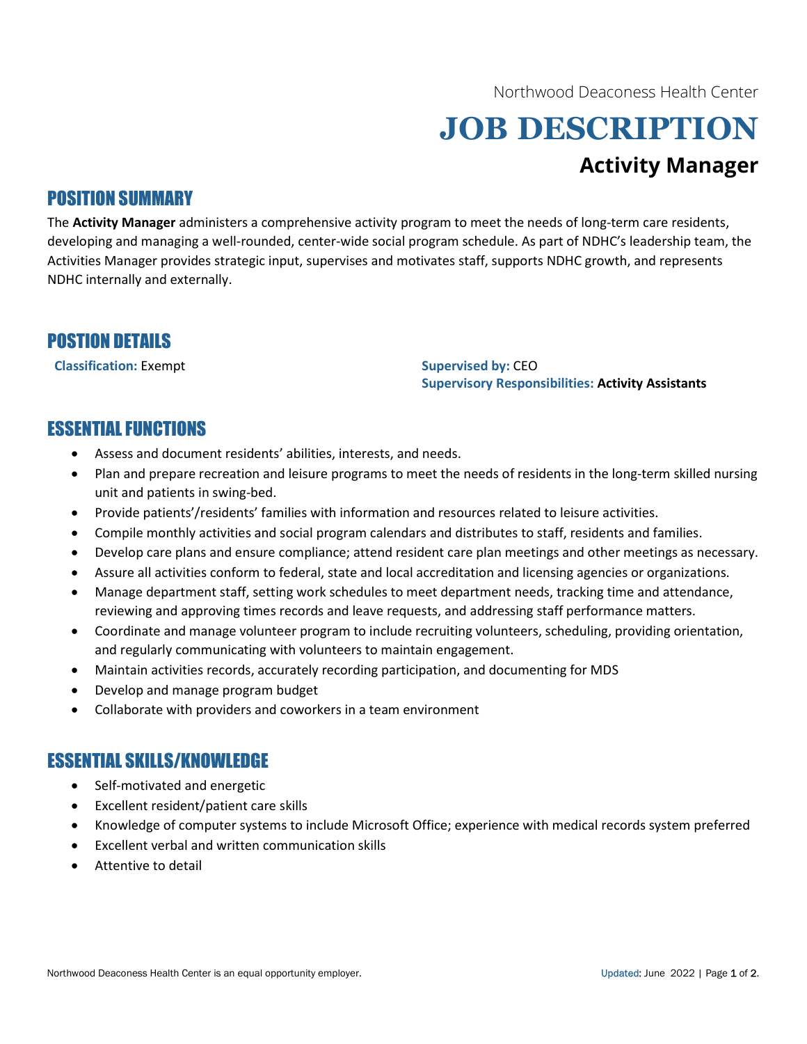Northwood Deaconess Health Center

# JOB DESCRIPTION

## Activity Manager

## POSITION SUMMARY

The **Activity Manager** administers a comprehensive activity program to meet the needs of long-term care residents, developing and managing a well-rounded, center-wide social program schedule. As part of NDHC's leadership team, the Activities Manager provides strategic input, supervises and motivates staff, supports NDHC growth, and represents NDHC internally and externally.

## POSTION DETAILS

**Classification:** Exempt

**Supervised by:** CEO

**Supervisory Responsibilities:** **Activity Assistants**

## ESSENTIAL FUNCTIONS

- Assess and document residents' abilities, interests, and needs.
- Plan and prepare recreation and leisure programs to meet the needs of residents in the long-term skilled nursing unit and patients in swing-bed.
- Provide patients'/residents' families with information and resources related to leisure activities.
- Compile monthly activities and social program calendars and distributes to staff, residents and families.
- Develop care plans and ensure compliance; attend resident care plan meetings and other meetings as necessary.
- Assure all activities conform to federal, state and local accreditation and licensing agencies or organizations.
- Manage department staff, setting work schedules to meet department needs, tracking time and attendance, reviewing and approving times records and leave requests, and addressing staff performance matters.
- Coordinate and manage volunteer program to include recruiting volunteers, scheduling, providing orientation, and regularly communicating with volunteers to maintain engagement.
- Maintain activities records, accurately recording participation, and documenting for MDS
- Develop and manage program budget
- Collaborate with providers and coworkers in a team environment

## ESSENTIAL SKILLS/KNOWLEDGE

- Self-motivated and energetic
- Excellent resident/patient care skills
- Knowledge of computer systems to include Microsoft Office; experience with medical records system preferred
- Excellent verbal and written communication skills
- Attentive to detail

Northwood Deaconess Health Center is an equal opportunity employer.

Updated: June 2022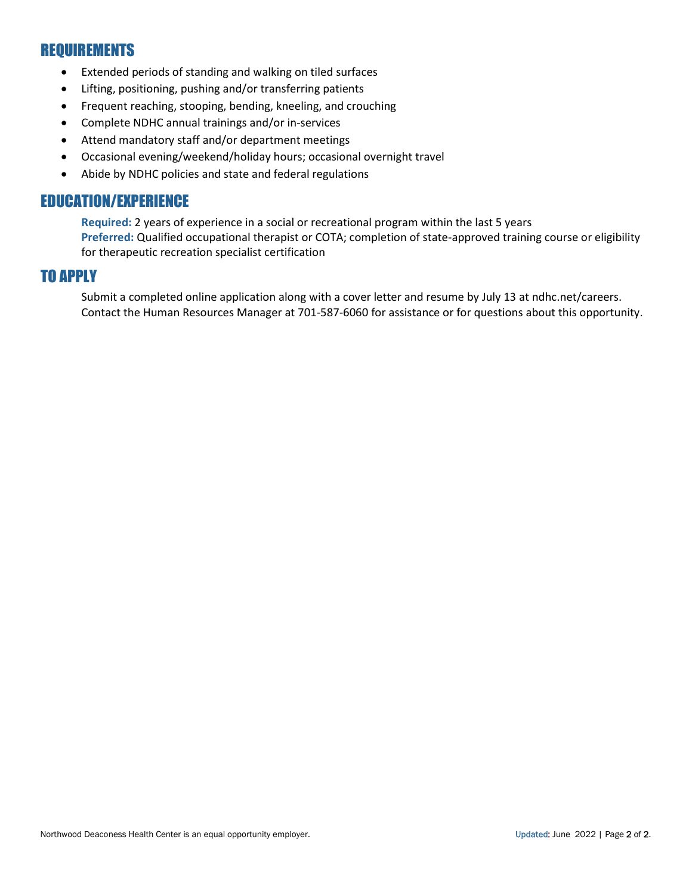## REQUIREMENTS

- Extended periods of standing and walking on tiled surfaces
- Lifting, positioning, pushing and/or transferring patients
- Frequent reaching, stooping, bending, kneeling, and crouching
- Complete NDHC annual trainings and/or in-services
- Attend mandatory staff and/or department meetings
- Occasional evening/weekend/holiday hours; occasional overnight travel
- Abide by NDHC policies and state and federal regulations

## EDUCATION/EXPERIENCE

**Required:** 2 years of experience in a social or recreational program within the last 5 years
**Preferred:** Qualified occupational therapist or COTA; completion of state-approved training course or eligibility for therapeutic recreation specialist certification

## TO APPLY

Submit a completed online application along with a cover letter and resume by July 13 at ndhc.net/careers. Contact the Human Resources Manager at 701-587-6060 for assistance or for questions about this opportunity.

Northwood Deaconess Health Center is an equal opportunity employer.